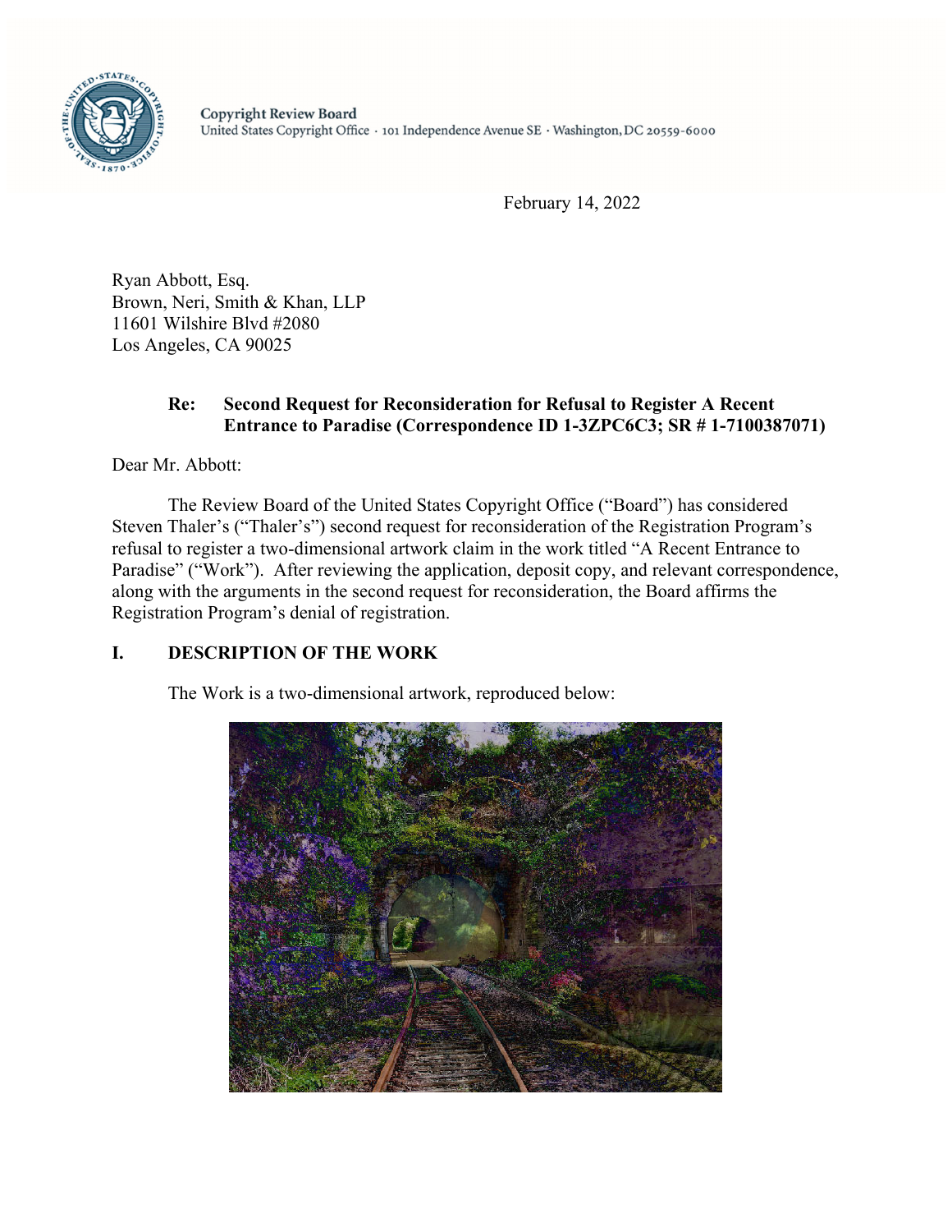Copyright Review Board
United States Copyright Office · 101 Independence Avenue SE · Washington, DC 20559-6000

February 14, 2022

Ryan Abbott, Esq.
Brown, Neri, Smith & Khan, LLP
11601 Wilshire Blvd #2080
Los Angeles, CA 90025

**Re: Second Request for Reconsideration for Refusal to Register A Recent Entrance to Paradise (Correspondence ID 1-3ZPC6C3; SR # 1-7100387071)**

Dear Mr. Abbott:

The Review Board of the United States Copyright Office ("Board") has considered Steven Thaler's ("Thaler's") second request for reconsideration of the Registration Program's refusal to register a two-dimensional artwork claim in the work titled "A Recent Entrance to Paradise" ("Work"). After reviewing the application, deposit copy, and relevant correspondence, along with the arguments in the second request for reconsideration, the Board affirms the Registration Program's denial of registration.

## I. DESCRIPTION OF THE WORK

The Work is a two-dimensional artwork, reproduced below: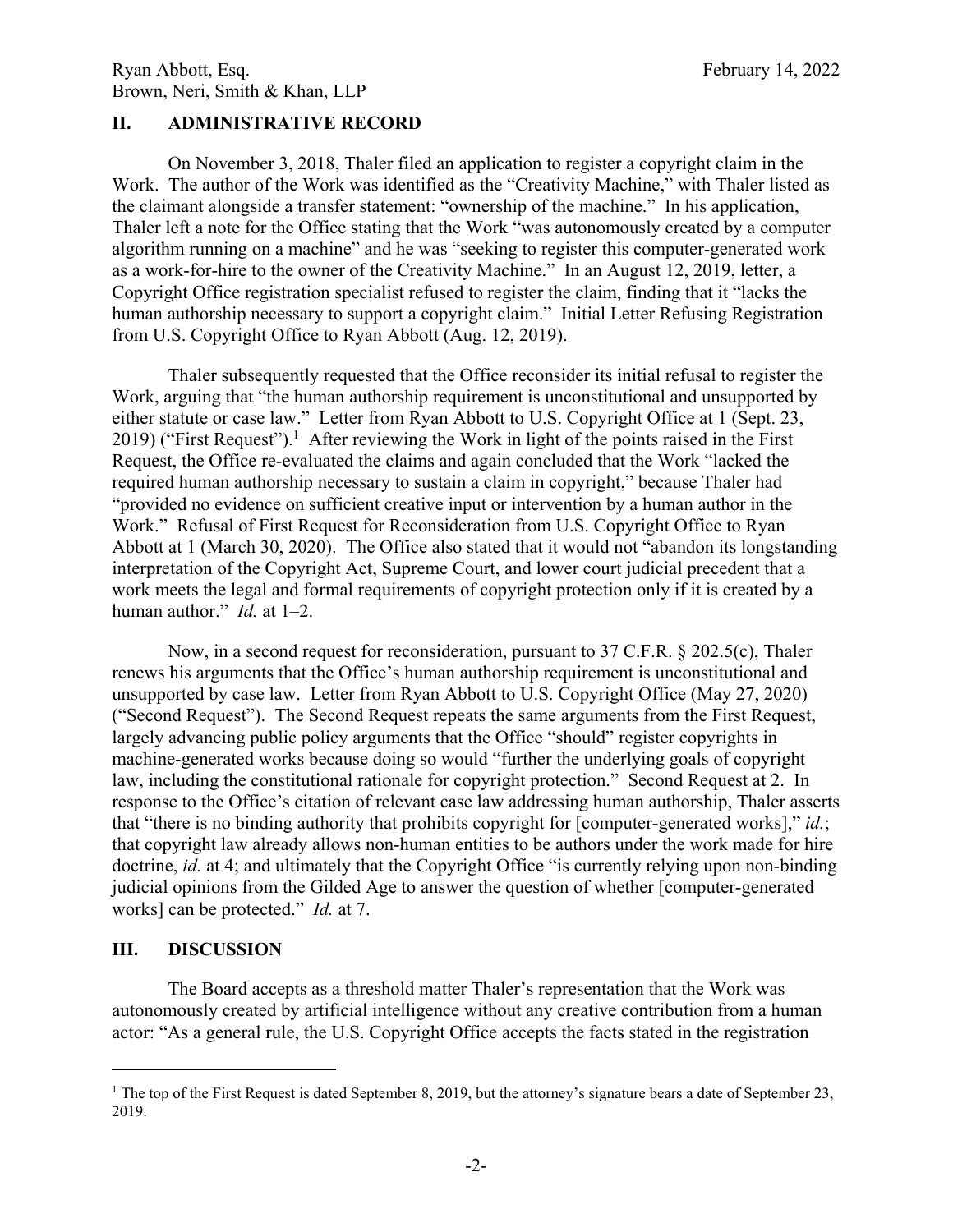## II. ADMINISTRATIVE RECORD

On November 3, 2018, Thaler filed an application to register a copyright claim in the Work. The author of the Work was identified as the "Creativity Machine," with Thaler listed as the claimant alongside a transfer statement: "ownership of the machine." In his application, Thaler left a note for the Office stating that the Work "was autonomously created by a computer algorithm running on a machine" and he was "seeking to register this computer-generated work as a work-for-hire to the owner of the Creativity Machine." In an August 12, 2019, letter, a Copyright Office registration specialist refused to register the claim, finding that it "lacks the human authorship necessary to support a copyright claim." Initial Letter Refusing Registration from U.S. Copyright Office to Ryan Abbott (Aug. 12, 2019).

Thaler subsequently requested that the Office reconsider its initial refusal to register the Work, arguing that "the human authorship requirement is unconstitutional and unsupported by either statute or case law." Letter from Ryan Abbott to U.S. Copyright Office at 1 (Sept. 23, 2019) ("First Request").[1] After reviewing the Work in light of the points raised in the First Request, the Office re-evaluated the claims and again concluded that the Work "lacked the required human authorship necessary to sustain a claim in copyright," because Thaler had "provided no evidence on sufficient creative input or intervention by a human author in the Work." Refusal of First Request for Reconsideration from U.S. Copyright Office to Ryan Abbott at 1 (March 30, 2020). The Office also stated that it would not "abandon its longstanding interpretation of the Copyright Act, Supreme Court, and lower court judicial precedent that a work meets the legal and formal requirements of copyright protection only if it is created by a human author." *Id.* at 1–2.

Now, in a second request for reconsideration, pursuant to 37 C.F.R. § 202.5(c), Thaler renews his arguments that the Office's human authorship requirement is unconstitutional and unsupported by case law. Letter from Ryan Abbott to U.S. Copyright Office (May 27, 2020) ("Second Request"). The Second Request repeats the same arguments from the First Request, largely advancing public policy arguments that the Office "should" register copyrights in machine-generated works because doing so would "further the underlying goals of copyright law, including the constitutional rationale for copyright protection." Second Request at 2. In response to the Office's citation of relevant case law addressing human authorship, Thaler asserts that "there is no binding authority that prohibits copyright for [computer-generated works]," *id.*; that copyright law already allows non-human entities to be authors under the work made for hire doctrine, *id.* at 4; and ultimately that the Copyright Office "is currently relying upon non-binding judicial opinions from the Gilded Age to answer the question of whether [computer-generated works] can be protected." *Id.* at 7.

## III. DISCUSSION

The Board accepts as a threshold matter Thaler's representation that the Work was autonomously created by artificial intelligence without any creative contribution from a human actor: "As a general rule, the U.S. Copyright Office accepts the facts stated in the registration

---

[1] The top of the First Request is dated September 8, 2019, but the attorney's signature bears a date of September 23, 2019.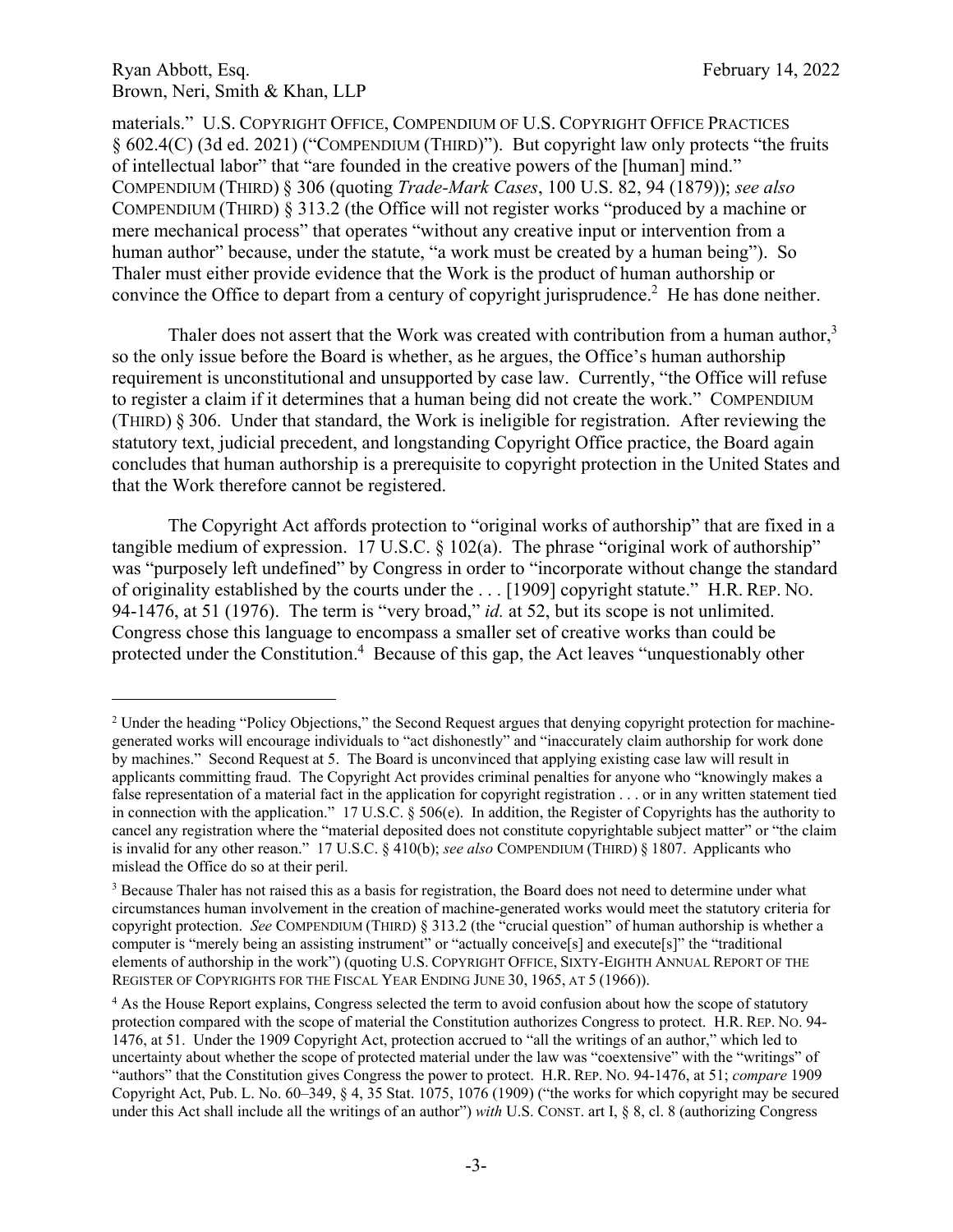materials." U.S. COPYRIGHT OFFICE, COMPENDIUM OF U.S. COPYRIGHT OFFICE PRACTICES § 602.4(C) (3d ed. 2021) ("COMPENDIUM (THIRD)"). But copyright law only protects "the fruits of intellectual labor" that "are founded in the creative powers of the [human] mind." COMPENDIUM (THIRD) § 306 (quoting *Trade-Mark Cases*, 100 U.S. 82, 94 (1879)); *see also* COMPENDIUM (THIRD) § 313.2 (the Office will not register works "produced by a machine or mere mechanical process" that operates "without any creative input or intervention from a human author" because, under the statute, "a work must be created by a human being"). So Thaler must either provide evidence that the Work is the product of human authorship or convince the Office to depart from a century of copyright jurisprudence.[2] He has done neither.

Thaler does not assert that the Work was created with contribution from a human author,[3] so the only issue before the Board is whether, as he argues, the Office's human authorship requirement is unconstitutional and unsupported by case law. Currently, "the Office will refuse to register a claim if it determines that a human being did not create the work." COMPENDIUM (THIRD) § 306. Under that standard, the Work is ineligible for registration. After reviewing the statutory text, judicial precedent, and longstanding Copyright Office practice, the Board again concludes that human authorship is a prerequisite to copyright protection in the United States and that the Work therefore cannot be registered.

The Copyright Act affords protection to "original works of authorship" that are fixed in a tangible medium of expression. 17 U.S.C. § 102(a). The phrase "original work of authorship" was "purposely left undefined" by Congress in order to "incorporate without change the standard of originality established by the courts under the . . . [1909] copyright statute." H.R. REP. NO. 94-1476, at 51 (1976). The term is "very broad," *id.* at 52, but its scope is not unlimited. Congress chose this language to encompass a smaller set of creative works than could be protected under the Constitution.[4] Because of this gap, the Act leaves "unquestionably other

---

[2] Under the heading "Policy Objections," the Second Request argues that denying copyright protection for machine-generated works will encourage individuals to "act dishonestly" and "inaccurately claim authorship for work done by machines." Second Request at 5. The Board is unconvinced that applying existing case law will result in applicants committing fraud. The Copyright Act provides criminal penalties for anyone who "knowingly makes a false representation of a material fact in the application for copyright registration . . . or in any written statement tied in connection with the application." 17 U.S.C. § 506(e). In addition, the Register of Copyrights has the authority to cancel any registration where the "material deposited does not constitute copyrightable subject matter" or "the claim is invalid for any other reason." 17 U.S.C. § 410(b); *see also* COMPENDIUM (THIRD) § 1807. Applicants who mislead the Office do so at their peril.

[3] Because Thaler has not raised this as a basis for registration, the Board does not need to determine under what circumstances human involvement in the creation of machine-generated works would meet the statutory criteria for copyright protection. *See* COMPENDIUM (THIRD) § 313.2 (the "crucial question" of human authorship is whether a computer is "merely being an assisting instrument" or "actually conceive[s] and execute[s]" the "traditional elements of authorship in the work") (quoting U.S. COPYRIGHT OFFICE, SIXTY-EIGHTH ANNUAL REPORT OF THE REGISTER OF COPYRIGHTS FOR THE FISCAL YEAR ENDING JUNE 30, 1965, AT 5 (1966)).

[4] As the House Report explains, Congress selected the term to avoid confusion about how the scope of statutory protection compared with the scope of material the Constitution authorizes Congress to protect. H.R. REP. NO. 94-1476, at 51. Under the 1909 Copyright Act, protection accrued to "all the writings of an author," which led to uncertainty about whether the scope of protected material under the law was "coextensive" with the "writings" of "authors" that the Constitution gives Congress the power to protect. H.R. REP. NO. 94-1476, at 51; *compare* 1909 Copyright Act, Pub. L. No. 60–349, § 4, 35 Stat. 1075, 1076 (1909) ("the works for which copyright may be secured under this Act shall include all the writings of an author") *with* U.S. CONST. art I, § 8, cl. 8 (authorizing Congress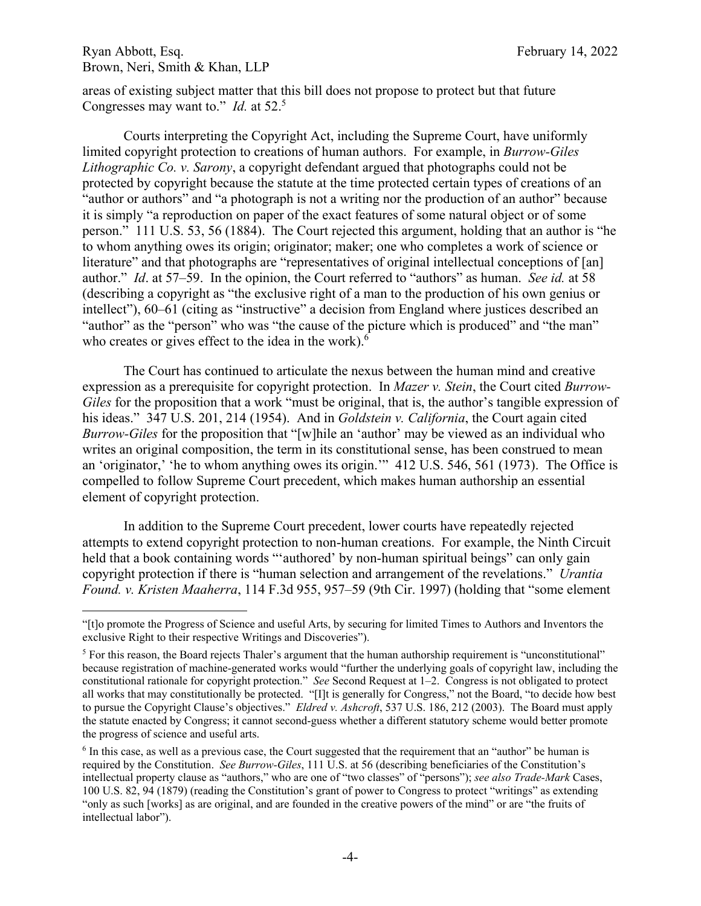areas of existing subject matter that this bill does not propose to protect but that future Congresses may want to." *Id.* at 52.[5]

Courts interpreting the Copyright Act, including the Supreme Court, have uniformly limited copyright protection to creations of human authors. For example, in *Burrow-Giles Lithographic Co. v. Sarony*, a copyright defendant argued that photographs could not be protected by copyright because the statute at the time protected certain types of creations of an "author or authors" and "a photograph is not a writing nor the production of an author" because it is simply "a reproduction on paper of the exact features of some natural object or of some person." 111 U.S. 53, 56 (1884). The Court rejected this argument, holding that an author is "he to whom anything owes its origin; originator; maker; one who completes a work of science or literature" and that photographs are "representatives of original intellectual conceptions of [an] author." *Id*. at 57–59. In the opinion, the Court referred to "authors" as human. *See id.* at 58 (describing a copyright as "the exclusive right of a man to the production of his own genius or intellect"), 60–61 (citing as "instructive" a decision from England where justices described an "author" as the "person" who was "the cause of the picture which is produced" and "the man" who creates or gives effect to the idea in the work).[6]

The Court has continued to articulate the nexus between the human mind and creative expression as a prerequisite for copyright protection. In *Mazer v. Stein*, the Court cited *Burrow-Giles* for the proposition that a work "must be original, that is, the author's tangible expression of his ideas." 347 U.S. 201, 214 (1954). And in *Goldstein v. California*, the Court again cited *Burrow-Giles* for the proposition that "[w]hile an 'author' may be viewed as an individual who writes an original composition, the term in its constitutional sense, has been construed to mean an 'originator,' 'he to whom anything owes its origin.'" 412 U.S. 546, 561 (1973). The Office is compelled to follow Supreme Court precedent, which makes human authorship an essential element of copyright protection.

In addition to the Supreme Court precedent, lower courts have repeatedly rejected attempts to extend copyright protection to non-human creations. For example, the Ninth Circuit held that a book containing words "'authored' by non-human spiritual beings" can only gain copyright protection if there is "human selection and arrangement of the revelations." *Urantia Found. v. Kristen Maaherra*, 114 F.3d 955, 957–59 (9th Cir. 1997) (holding that "some element

---

"[t]o promote the Progress of Science and useful Arts, by securing for limited Times to Authors and Inventors the exclusive Right to their respective Writings and Discoveries").

[5] For this reason, the Board rejects Thaler's argument that the human authorship requirement is "unconstitutional" because registration of machine-generated works would "further the underlying goals of copyright law, including the constitutional rationale for copyright protection." *See* Second Request at 1–2. Congress is not obligated to protect all works that may constitutionally be protected. "[I]t is generally for Congress," not the Board, "to decide how best to pursue the Copyright Clause's objectives." *Eldred v. Ashcroft*, 537 U.S. 186, 212 (2003). The Board must apply the statute enacted by Congress; it cannot second-guess whether a different statutory scheme would better promote the progress of science and useful arts.

[6] In this case, as well as a previous case, the Court suggested that the requirement that an "author" be human is required by the Constitution. *See Burrow-Giles*, 111 U.S. at 56 (describing beneficiaries of the Constitution's intellectual property clause as "authors," who are one of "two classes" of "persons"); *see also Trade-Mark* Cases, 100 U.S. 82, 94 (1879) (reading the Constitution's grant of power to Congress to protect "writings" as extending "only as such [works] as are original, and are founded in the creative powers of the mind" or are "the fruits of intellectual labor").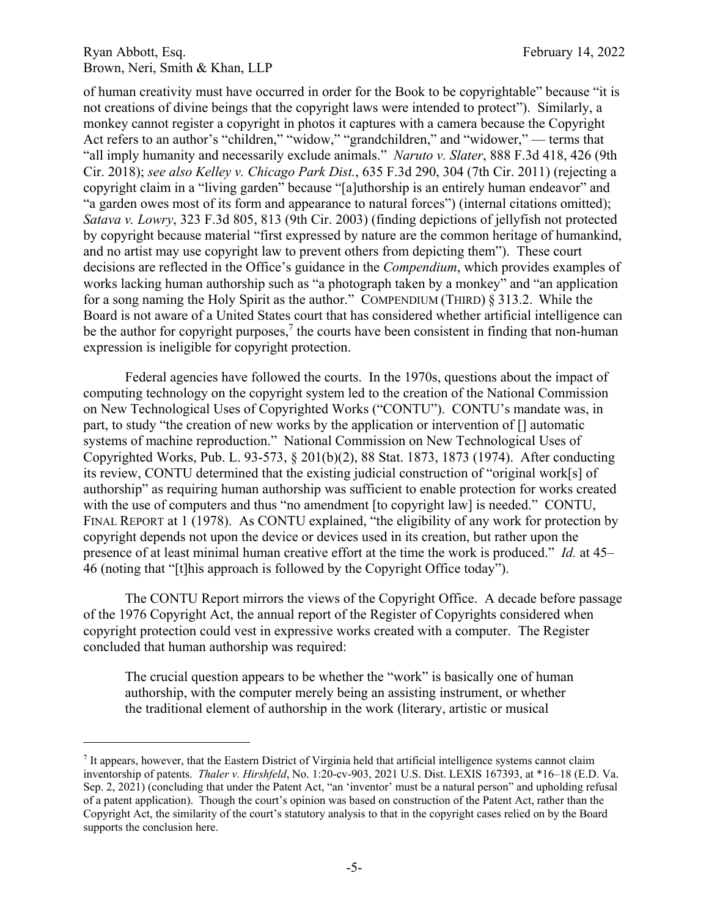of human creativity must have occurred in order for the Book to be copyrightable" because "it is not creations of divine beings that the copyright laws were intended to protect"). Similarly, a monkey cannot register a copyright in photos it captures with a camera because the Copyright Act refers to an author's "children," "widow," "grandchildren," and "widower," — terms that "all imply humanity and necessarily exclude animals." *Naruto v. Slater*, 888 F.3d 418, 426 (9th Cir. 2018); *see also Kelley v. Chicago Park Dist.*, 635 F.3d 290, 304 (7th Cir. 2011) (rejecting a copyright claim in a "living garden" because "[a]uthorship is an entirely human endeavor" and "a garden owes most of its form and appearance to natural forces") (internal citations omitted); *Satava v. Lowry*, 323 F.3d 805, 813 (9th Cir. 2003) (finding depictions of jellyfish not protected by copyright because material "first expressed by nature are the common heritage of humankind, and no artist may use copyright law to prevent others from depicting them"). These court decisions are reflected in the Office's guidance in the *Compendium*, which provides examples of works lacking human authorship such as "a photograph taken by a monkey" and "an application for a song naming the Holy Spirit as the author." COMPENDIUM (THIRD) § 313.2. While the Board is not aware of a United States court that has considered whether artificial intelligence can be the author for copyright purposes,[7] the courts have been consistent in finding that non-human expression is ineligible for copyright protection.

Federal agencies have followed the courts. In the 1970s, questions about the impact of computing technology on the copyright system led to the creation of the National Commission on New Technological Uses of Copyrighted Works ("CONTU"). CONTU's mandate was, in part, to study "the creation of new works by the application or intervention of [] automatic systems of machine reproduction." National Commission on New Technological Uses of Copyrighted Works, Pub. L. 93-573, § 201(b)(2), 88 Stat. 1873, 1873 (1974). After conducting its review, CONTU determined that the existing judicial construction of "original work[s] of authorship" as requiring human authorship was sufficient to enable protection for works created with the use of computers and thus "no amendment [to copyright law] is needed." CONTU, FINAL REPORT at 1 (1978). As CONTU explained, "the eligibility of any work for protection by copyright depends not upon the device or devices used in its creation, but rather upon the presence of at least minimal human creative effort at the time the work is produced." *Id.* at 45–46 (noting that "[t]his approach is followed by the Copyright Office today").

The CONTU Report mirrors the views of the Copyright Office. A decade before passage of the 1976 Copyright Act, the annual report of the Register of Copyrights considered when copyright protection could vest in expressive works created with a computer. The Register concluded that human authorship was required:

> The crucial question appears to be whether the "work" is basically one of human authorship, with the computer merely being an assisting instrument, or whether the traditional element of authorship in the work (literary, artistic or musical

---

[7] It appears, however, that the Eastern District of Virginia held that artificial intelligence systems cannot claim inventorship of patents. *Thaler v. Hirshfeld*, No. 1:20-cv-903, 2021 U.S. Dist. LEXIS 167393, at *16–18 (E.D. Va. Sep. 2, 2021) (concluding that under the Patent Act, "an 'inventor' must be a natural person" and upholding refusal of a patent application). Though the court's opinion was based on construction of the Patent Act, rather than the Copyright Act, the similarity of the court's statutory analysis to that in the copyright cases relied on by the Board supports the conclusion here.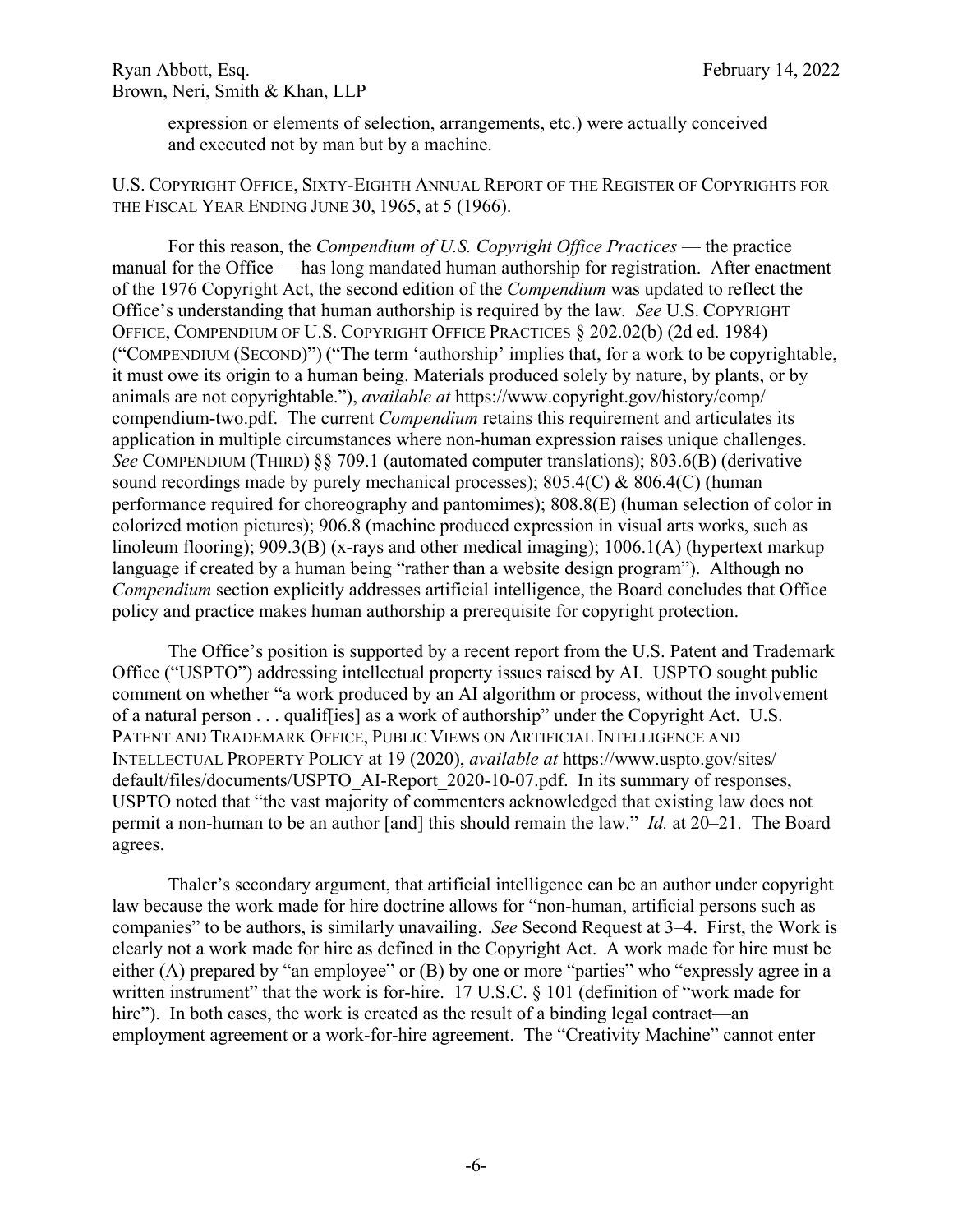expression or elements of selection, arrangements, etc.) were actually conceived and executed not by man but by a machine.

U.S. COPYRIGHT OFFICE, SIXTY-EIGHTH ANNUAL REPORT OF THE REGISTER OF COPYRIGHTS FOR THE FISCAL YEAR ENDING JUNE 30, 1965, at 5 (1966).

For this reason, the *Compendium of U.S. Copyright Office Practices* — the practice manual for the Office — has long mandated human authorship for registration. After enactment of the 1976 Copyright Act, the second edition of the *Compendium* was updated to reflect the Office's understanding that human authorship is required by the law. *See* U.S. COPYRIGHT OFFICE, COMPENDIUM OF U.S. COPYRIGHT OFFICE PRACTICES § 202.02(b) (2d ed. 1984) ("COMPENDIUM (SECOND)") ("The term 'authorship' implies that, for a work to be copyrightable, it must owe its origin to a human being. Materials produced solely by nature, by plants, or by animals are not copyrightable."), *available at* https://www.copyright.gov/history/comp/compendium-two.pdf. The current *Compendium* retains this requirement and articulates its application in multiple circumstances where non-human expression raises unique challenges. *See* COMPENDIUM (THIRD) §§ 709.1 (automated computer translations); 803.6(B) (derivative sound recordings made by purely mechanical processes); 805.4(C) & 806.4(C) (human performance required for choreography and pantomimes); 808.8(E) (human selection of color in colorized motion pictures); 906.8 (machine produced expression in visual arts works, such as linoleum flooring); 909.3(B) (x-rays and other medical imaging); 1006.1(A) (hypertext markup language if created by a human being "rather than a website design program"). Although no *Compendium* section explicitly addresses artificial intelligence, the Board concludes that Office policy and practice makes human authorship a prerequisite for copyright protection.

The Office's position is supported by a recent report from the U.S. Patent and Trademark Office ("USPTO") addressing intellectual property issues raised by AI. USPTO sought public comment on whether "a work produced by an AI algorithm or process, without the involvement of a natural person . . . qualif[ies] as a work of authorship" under the Copyright Act. U.S. PATENT AND TRADEMARK OFFICE, PUBLIC VIEWS ON ARTIFICIAL INTELLIGENCE AND INTELLECTUAL PROPERTY POLICY at 19 (2020), *available at* https://www.uspto.gov/sites/default/files/documents/USPTO_AI-Report_2020-10-07.pdf. In its summary of responses, USPTO noted that "the vast majority of commenters acknowledged that existing law does not permit a non-human to be an author [and] this should remain the law." *Id.* at 20–21. The Board agrees.

Thaler's secondary argument, that artificial intelligence can be an author under copyright law because the work made for hire doctrine allows for "non-human, artificial persons such as companies" to be authors, is similarly unavailing. *See* Second Request at 3–4. First, the Work is clearly not a work made for hire as defined in the Copyright Act. A work made for hire must be either (A) prepared by "an employee" or (B) by one or more "parties" who "expressly agree in a written instrument" that the work is for-hire. 17 U.S.C. § 101 (definition of "work made for hire"). In both cases, the work is created as the result of a binding legal contract—an employment agreement or a work-for-hire agreement. The "Creativity Machine" cannot enter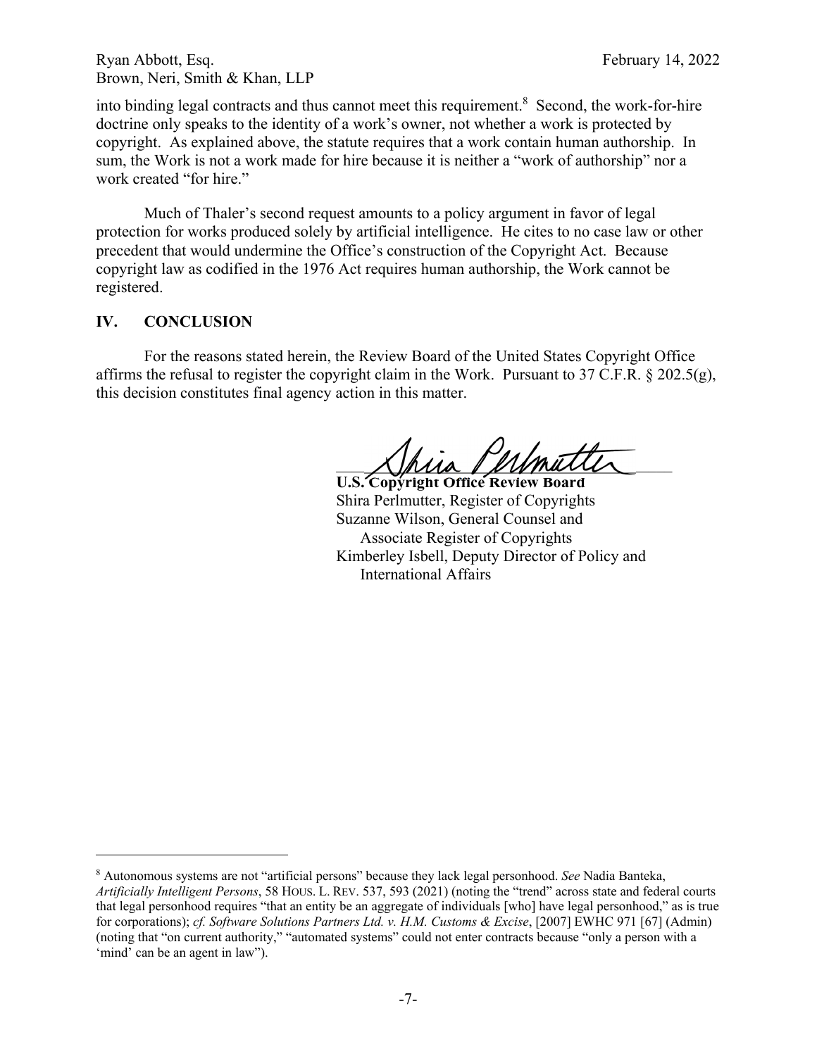into binding legal contracts and thus cannot meet this requirement.[8] Second, the work-for-hire doctrine only speaks to the identity of a work's owner, not whether a work is protected by copyright. As explained above, the statute requires that a work contain human authorship. In sum, the Work is not a work made for hire because it is neither a "work of authorship" nor a work created "for hire."

Much of Thaler's second request amounts to a policy argument in favor of legal protection for works produced solely by artificial intelligence. He cites to no case law or other precedent that would undermine the Office's construction of the Copyright Act. Because copyright law as codified in the 1976 Act requires human authorship, the Work cannot be registered.

## IV. CONCLUSION

For the reasons stated herein, the Review Board of the United States Copyright Office affirms the refusal to register the copyright claim in the Work. Pursuant to 37 C.F.R. § 202.5(g), this decision constitutes final agency action in this matter.

**U.S. Copyright Office Review Board**
Shira Perlmutter, Register of Copyrights
Suzanne Wilson, General Counsel and Associate Register of Copyrights
Kimberley Isbell, Deputy Director of Policy and International Affairs

---

[8] Autonomous systems are not "artificial persons" because they lack legal personhood. *See* Nadia Banteka, *Artificially Intelligent Persons*, 58 HOUS. L. REV. 537, 593 (2021) (noting the "trend" across state and federal courts that legal personhood requires "that an entity be an aggregate of individuals [who] have legal personhood," as is true for corporations); *cf. Software Solutions Partners Ltd. v. H.M. Customs & Excise*, [2007] EWHC 971 [67] (Admin) (noting that "on current authority," "automated systems" could not enter contracts because "only a person with a 'mind' can be an agent in law").